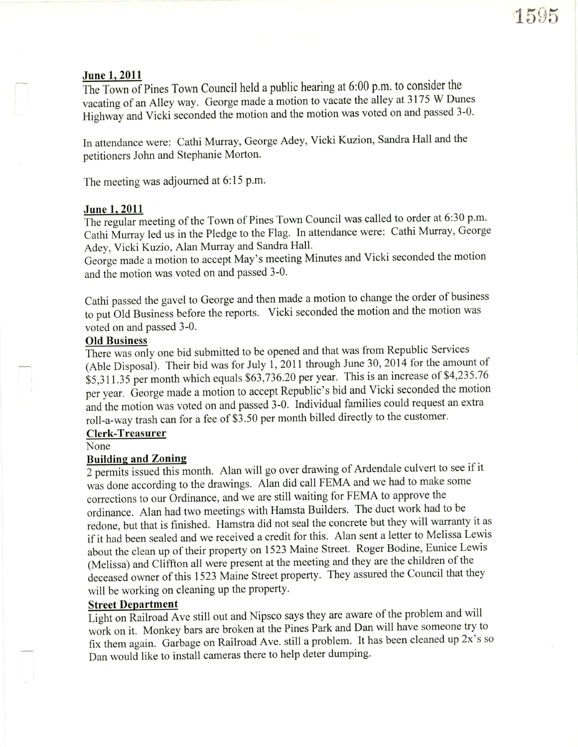**June 1, 2011**

The Town of Pines Town Council held a public hearing at 6:00 p.m. to consider the vacating of an Alley way. George made a motion to vacate the alley at 3175 W Dunes Highway and Vicki seconded the motion and the motion was voted on and passed 3-0.

In attendance were: Cathi Murray, George Adey, Vicki Kuzion, Sandra Hall and the petitioners John and Stephanie Morton.

The meeting was adjourned at 6:15 p.m.

**June 1, 2011**

The regular meeting of the Town of Pines Town Council was called to order at 6:30 p.m. Cathi Murray led us in the Pledge to the Flag. In attendance were: Cathi Murray, George Adey, Vicki Kuzio, Alan Murray and Sandra Hall.

George made a motion to accept May's meeting Minutes and Vicki seconded the motion and the motion was voted on and passed 3-0.

Cathi passed the gavel to George and then made a motion to change the order of business to put Old Business before the reports. Vicki seconded the motion and the motion was voted on and passed 3-0.

**Old Business**

There was only one bid submitted to be opened and that was from Republic Services (Able Disposal). Their bid was for July 1, 2011 through June 30, 2014 for the amount of $5,311.35 per month which equals $63,736.20 per year. This is an increase of $4,235.76 per year. George made a motion to accept Republic's bid and Vicki seconded the motion and the motion was voted on and passed 3-0. Individual families could request an extra roll-a-way trash can for a fee of $3.50 per month billed directly to the customer.

**Clerk-Treasurer**

None

**Building and Zoning**

2 permits issued this month. Alan will go over drawing of Ardendale culvert to see if it was done according to the drawings. Alan did call FEMA and we had to make some corrections to our Ordinance, and we are still waiting for FEMA to approve the ordinance. Alan had two meetings with Hamsta Builders. The duct work had to be redone, but that is finished. Hamstra did not seal the concrete but they will warranty it as if it had been sealed and we received a credit for this. Alan sent a letter to Melissa Lewis about the clean up of their property on 1523 Maine Street. Roger Bodine, Eunice Lewis (Melissa) and Cliffton all were present at the meeting and they are the children of the deceased owner of this 1523 Maine Street property. They assured the Council that they will be working on cleaning up the property.

**Street Department**

Light on Railroad Ave still out and Nipsco says they are aware of the problem and will work on it. Monkey bars are broken at the Pines Park and Dan will have someone try to fix them again. Garbage on Railroad Ave. still a problem. It has been cleaned up 2x's so Dan would like to install cameras there to help deter dumping.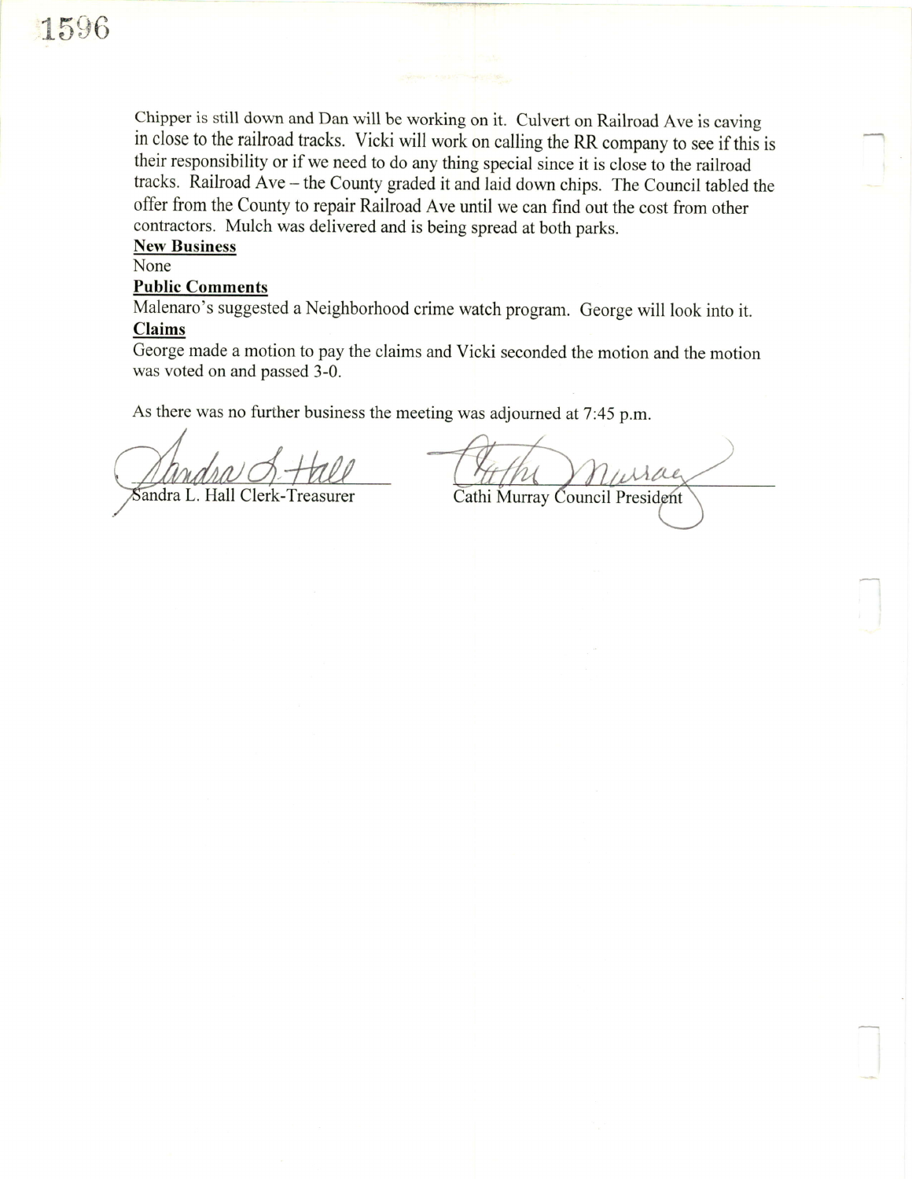Chipper is still down and Dan will be working on it. Culvert on Railroad Ave is caving in close to the railroad tracks. Vicki will work on calling the RR company to see if this is their responsibility or if we need to do any thing special since it is close to the railroad tracks. Railroad Ave – the County graded it and laid down chips. The Council tabled the offer from the County to repair Railroad Ave until we can find out the cost from other contractors. Mulch was delivered and is being spread at both parks.

**New Business**

None

**Public Comments**

Malenaro's suggested a Neighborhood crime watch program. George will look into it.

**Claims**

George made a motion to pay the claims and Vicki seconded the motion and the motion was voted on and passed 3-0.

As there was no further business the meeting was adjourned at 7:45 p.m.

Sandra L. Hall Clerk-Treasurer

Cathi Murray Council President